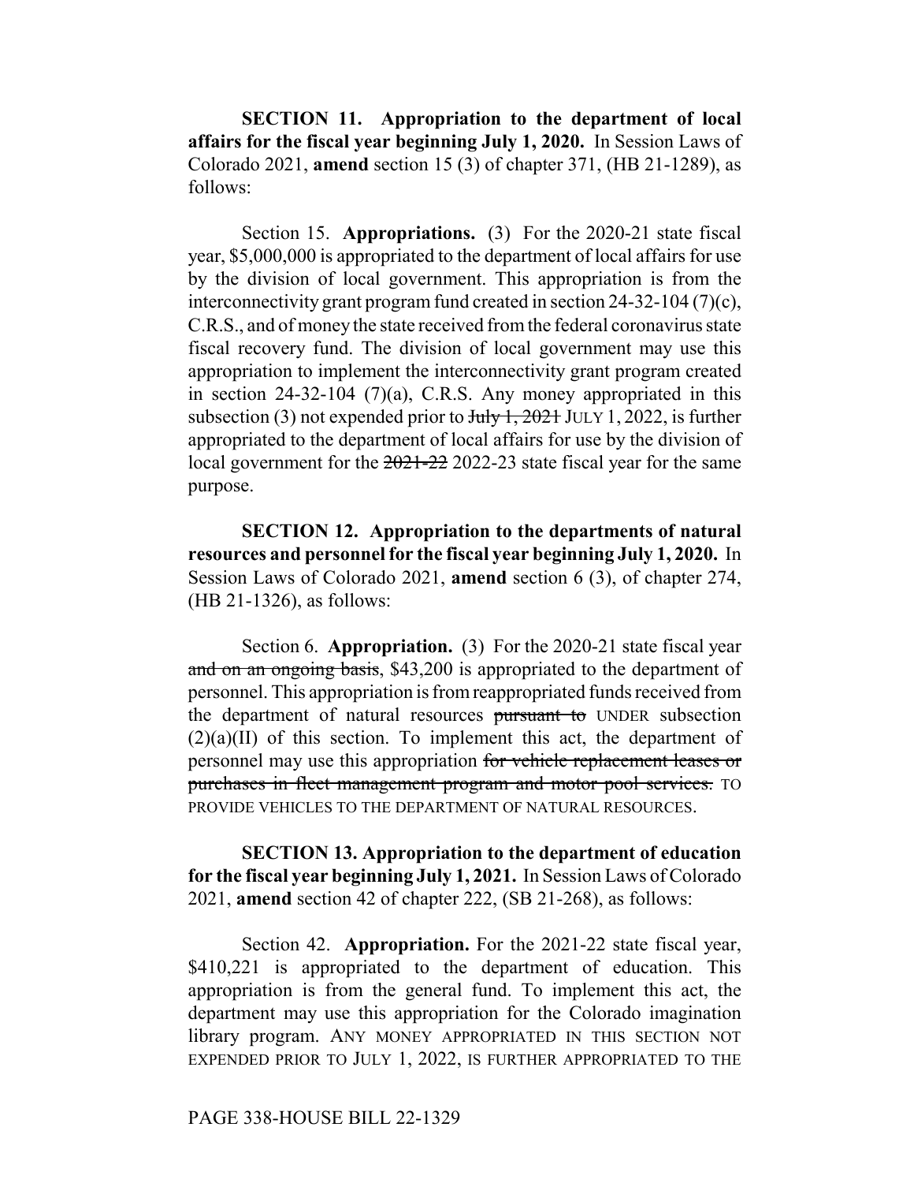**SECTION 11. Appropriation to the department of local affairs for the fiscal year beginning July 1, 2020.** In Session Laws of Colorado 2021, **amend** section 15 (3) of chapter 371, (HB 21-1289), as follows:

Section 15. **Appropriations.** (3) For the 2020-21 state fiscal year, $5,000,000 is appropriated to the department of local affairs for use by the division of local government. This appropriation is from the interconnectivity grant program fund created in section 24-32-104 (7)(c), C.R.S., and of money the state received from the federal coronavirus state fiscal recovery fund. The division of local government may use this appropriation to implement the interconnectivity grant program created in section 24-32-104 (7)(a), C.R.S. Any money appropriated in this subsection (3) not expended prior to ~~July 1, 2021~~ JULY 1, 2022, is further appropriated to the department of local affairs for use by the division of local government for the ~~2021-22~~ 2022-23 state fiscal year for the same purpose.

**SECTION 12. Appropriation to the departments of natural resources and personnel for the fiscal year beginning July 1, 2020.** In Session Laws of Colorado 2021, **amend** section 6 (3), of chapter 274, (HB 21-1326), as follows:

Section 6. **Appropriation.** (3) For the 2020-21 state fiscal year ~~and on an ongoing basis~~, $43,200 is appropriated to the department of personnel. This appropriation is from reappropriated funds received from the department of natural resources ~~pursuant to~~ UNDER subsection (2)(a)(II) of this section. To implement this act, the department of personnel may use this appropriation ~~for vehicle replacement leases or purchases in fleet management program and motor pool services.~~ TO PROVIDE VEHICLES TO THE DEPARTMENT OF NATURAL RESOURCES.

**SECTION 13. Appropriation to the department of education for the fiscal year beginning July 1, 2021.** In Session Laws of Colorado 2021, **amend** section 42 of chapter 222, (SB 21-268), as follows:

Section 42. **Appropriation.** For the 2021-22 state fiscal year, $410,221 is appropriated to the department of education. This appropriation is from the general fund. To implement this act, the department may use this appropriation for the Colorado imagination library program. ANY MONEY APPROPRIATED IN THIS SECTION NOT EXPENDED PRIOR TO JULY 1, 2022, IS FURTHER APPROPRIATED TO THE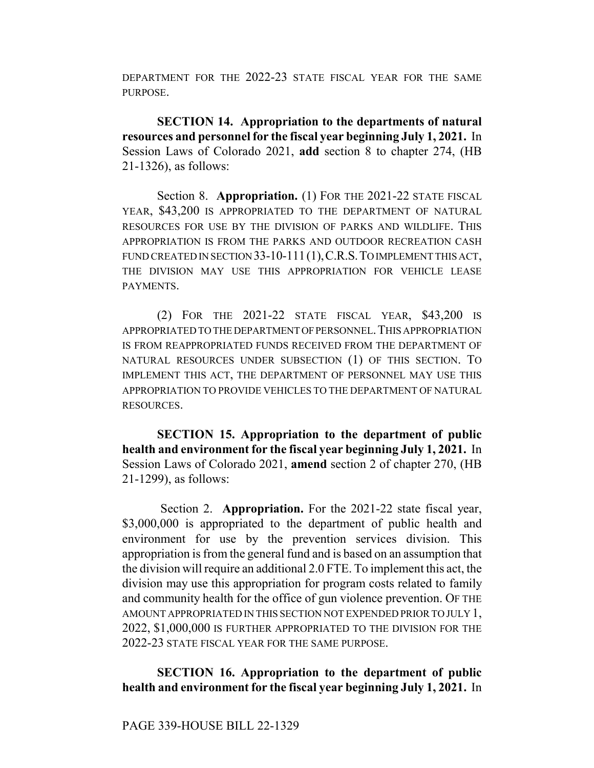DEPARTMENT FOR THE 2022-23 STATE FISCAL YEAR FOR THE SAME PURPOSE.

**SECTION 14. Appropriation to the departments of natural resources and personnel for the fiscal year beginning July 1, 2021.** In Session Laws of Colorado 2021, **add** section 8 to chapter 274, (HB 21-1326), as follows:

Section 8. **Appropriation.** (1) FOR THE 2021-22 STATE FISCAL YEAR, $43,200 IS APPROPRIATED TO THE DEPARTMENT OF NATURAL RESOURCES FOR USE BY THE DIVISION OF PARKS AND WILDLIFE. THIS APPROPRIATION IS FROM THE PARKS AND OUTDOOR RECREATION CASH FUND CREATED IN SECTION 33-10-111 (1), C.R.S. TO IMPLEMENT THIS ACT, THE DIVISION MAY USE THIS APPROPRIATION FOR VEHICLE LEASE PAYMENTS.

(2) FOR THE 2021-22 STATE FISCAL YEAR, $43,200 IS APPROPRIATED TO THE DEPARTMENT OF PERSONNEL. THIS APPROPRIATION IS FROM REAPPROPRIATED FUNDS RECEIVED FROM THE DEPARTMENT OF NATURAL RESOURCES UNDER SUBSECTION (1) OF THIS SECTION. TO IMPLEMENT THIS ACT, THE DEPARTMENT OF PERSONNEL MAY USE THIS APPROPRIATION TO PROVIDE VEHICLES TO THE DEPARTMENT OF NATURAL RESOURCES.

**SECTION 15. Appropriation to the department of public health and environment for the fiscal year beginning July 1, 2021.** In Session Laws of Colorado 2021, **amend** section 2 of chapter 270, (HB 21-1299), as follows:

Section 2. **Appropriation.** For the 2021-22 state fiscal year, $3,000,000 is appropriated to the department of public health and environment for use by the prevention services division. This appropriation is from the general fund and is based on an assumption that the division will require an additional 2.0 FTE. To implement this act, the division may use this appropriation for program costs related to family and community health for the office of gun violence prevention. OF THE AMOUNT APPROPRIATED IN THIS SECTION NOT EXPENDED PRIOR TO JULY 1, 2022, $1,000,000 IS FURTHER APPROPRIATED TO THE DIVISION FOR THE 2022-23 STATE FISCAL YEAR FOR THE SAME PURPOSE.

**SECTION 16. Appropriation to the department of public health and environment for the fiscal year beginning July 1, 2021.** In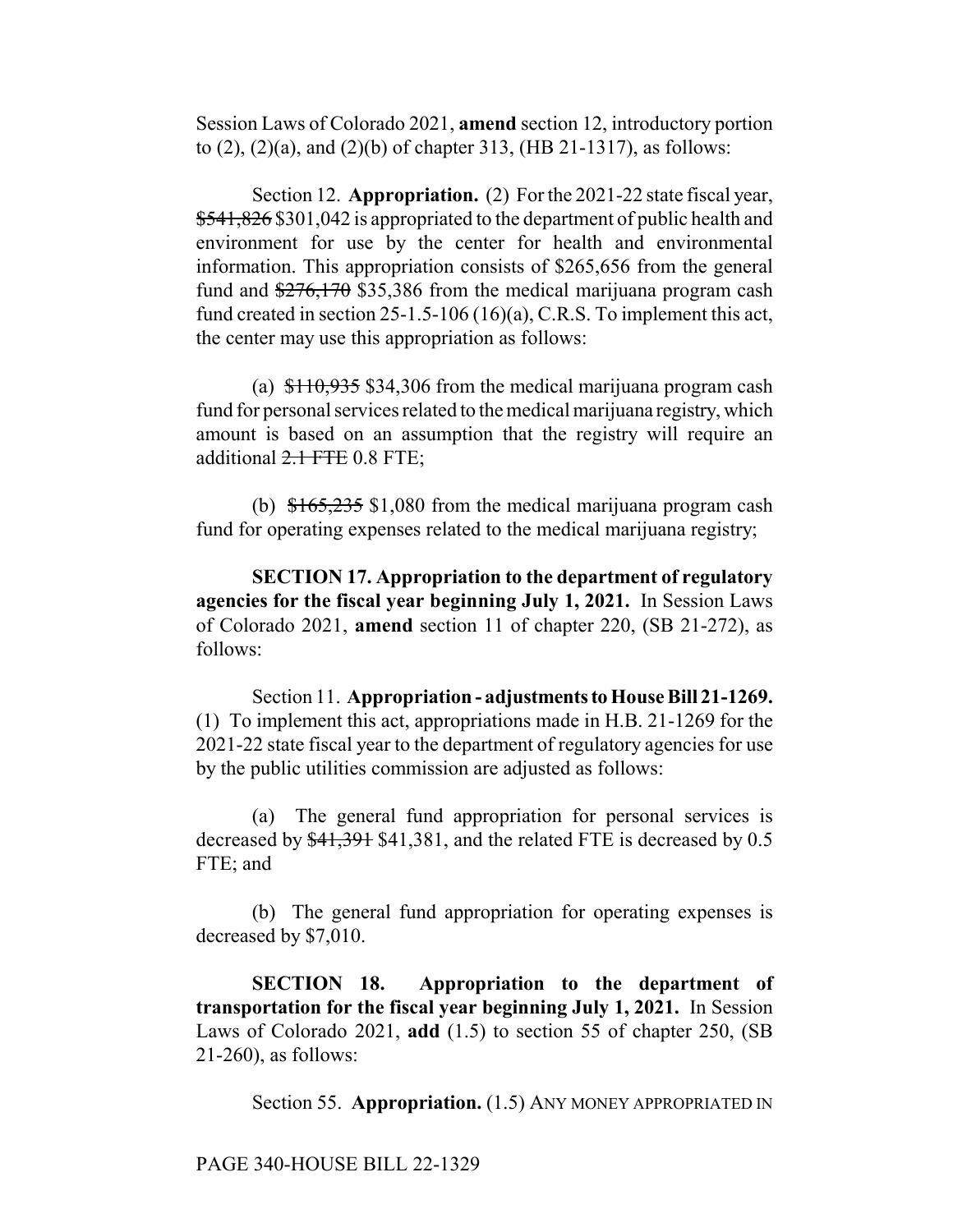Session Laws of Colorado 2021, **amend** section 12, introductory portion to (2), (2)(a), and (2)(b) of chapter 313, (HB 21-1317), as follows:

Section 12. **Appropriation.** (2) For the 2021-22 state fiscal year, ~~$541,826~~ $301,042 is appropriated to the department of public health and environment for use by the center for health and environmental information. This appropriation consists of $265,656 from the general fund and ~~$276,170~~ $35,386 from the medical marijuana program cash fund created in section 25-1.5-106 (16)(a), C.R.S. To implement this act, the center may use this appropriation as follows:

(a) ~~$110,935~~ $34,306 from the medical marijuana program cash fund for personal services related to the medical marijuana registry, which amount is based on an assumption that the registry will require an additional ~~2.1 FTE~~ 0.8 FTE;

(b) ~~$165,235~~ $1,080 from the medical marijuana program cash fund for operating expenses related to the medical marijuana registry;

**SECTION 17. Appropriation to the department of regulatory agencies for the fiscal year beginning July 1, 2021.** In Session Laws of Colorado 2021, **amend** section 11 of chapter 220, (SB 21-272), as follows:

Section 11. **Appropriation - adjustments to House Bill 21-1269.** (1) To implement this act, appropriations made in H.B. 21-1269 for the 2021-22 state fiscal year to the department of regulatory agencies for use by the public utilities commission are adjusted as follows:

(a) The general fund appropriation for personal services is decreased by ~~$41,391~~ $41,381, and the related FTE is decreased by 0.5 FTE; and

(b) The general fund appropriation for operating expenses is decreased by $7,010.

**SECTION 18. Appropriation to the department of transportation for the fiscal year beginning July 1, 2021.** In Session Laws of Colorado 2021, **add** (1.5) to section 55 of chapter 250, (SB 21-260), as follows:

Section 55. **Appropriation.** (1.5) ANY MONEY APPROPRIATED IN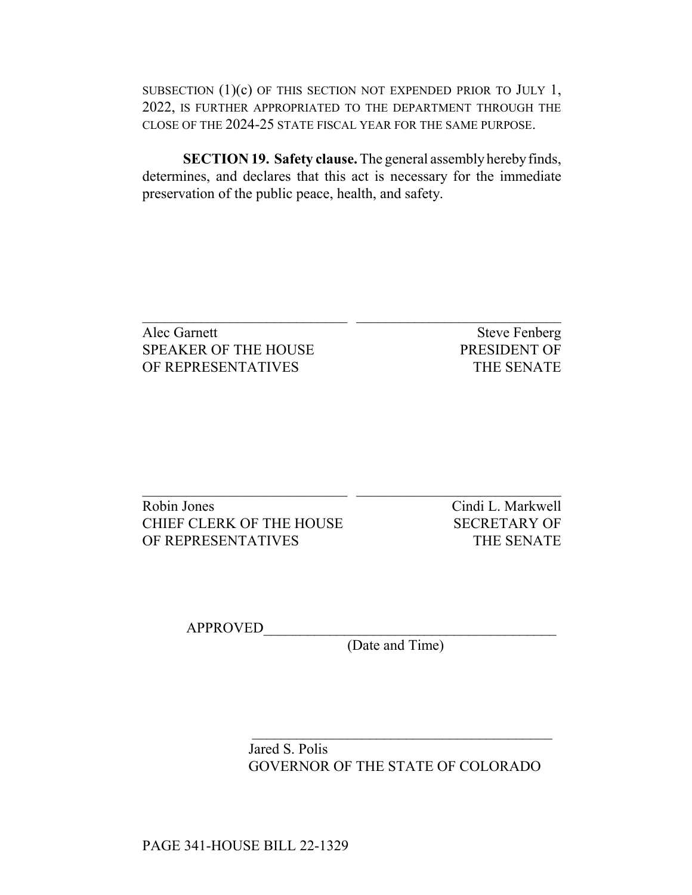SUBSECTION (1)(c) OF THIS SECTION NOT EXPENDED PRIOR TO JULY 1, 2022, IS FURTHER APPROPRIATED TO THE DEPARTMENT THROUGH THE CLOSE OF THE 2024-25 STATE FISCAL YEAR FOR THE SAME PURPOSE.

**SECTION 19. Safety clause.** The general assembly hereby finds, determines, and declares that this act is necessary for the immediate preservation of the public peace, health, and safety.

| | |
|---|---|
| \_\_\_\_\_\_\_\_\_\_\_\_\_\_\_\_\_\_\_\_\_\_\_\_\_\_\_\_ | \_\_\_\_\_\_\_\_\_\_\_\_\_\_\_\_\_\_\_\_\_\_\_\_\_\_\_\_ |
| Alec Garnett<br>SPEAKER OF THE HOUSE<br>OF REPRESENTATIVES | Steve Fenberg<br>PRESIDENT OF<br>THE SENATE |

| | |
|---|---|
| \_\_\_\_\_\_\_\_\_\_\_\_\_\_\_\_\_\_\_\_\_\_\_\_\_\_\_\_ | \_\_\_\_\_\_\_\_\_\_\_\_\_\_\_\_\_\_\_\_\_\_\_\_\_\_\_\_ |
| Robin Jones<br>CHIEF CLERK OF THE HOUSE<br>OF REPRESENTATIVES | Cindi L. Markwell<br>SECRETARY OF<br>THE SENATE |

APPROVED\_\_\_\_\_\_\_\_\_\_\_\_\_\_\_\_\_\_\_\_\_\_\_\_\_\_\_\_\_\_\_\_\_\_\_\_\_\_\_\_
(Date and Time)

\_\_\_\_\_\_\_\_\_\_\_\_\_\_\_\_\_\_\_\_\_\_\_\_\_\_\_\_\_\_\_\_\_\_\_\_\_\_\_\_\_\_
Jared S. Polis
GOVERNOR OF THE STATE OF COLORADO

PAGE 341-HOUSE BILL 22-1329